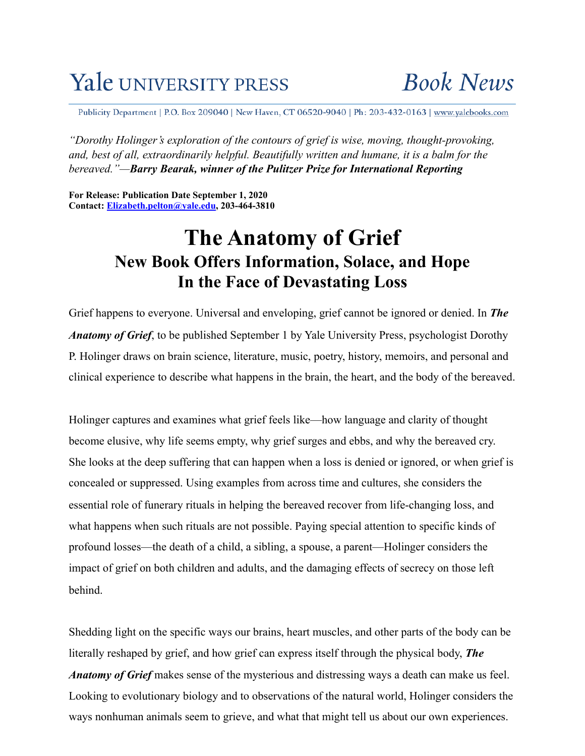# Yale UNIVERSITY PRESS — *Book News*

Publicity Department | P.O. Box 209040 | New Haven, CT 06520-9040 | Ph: 203-432-0163 | www.yalebooks.com

*"Dorothy Holinger's exploration of the contours of grief is wise, moving, thought-provoking, and, best of all, extraordinarily helpful. Beautifully written and humane, it is a balm for the bereaved."—**Barry Bearak, winner of the Pulitzer Prize for International Reporting***

**For Release: Publication Date September 1, 2020**
**Contact: Elizabeth.pelton@yale.edu, 203-464-3810**

# The Anatomy of Grief

## New Book Offers Information, Solace, and Hope In the Face of Devastating Loss

Grief happens to everyone. Universal and enveloping, grief cannot be ignored or denied. In ***The Anatomy of Grief***, to be published September 1 by Yale University Press, psychologist Dorothy P. Holinger draws on brain science, literature, music, poetry, history, memoirs, and personal and clinical experience to describe what happens in the brain, the heart, and the body of the bereaved.

Holinger captures and examines what grief feels like—how language and clarity of thought become elusive, why life seems empty, why grief surges and ebbs, and why the bereaved cry. She looks at the deep suffering that can happen when a loss is denied or ignored, or when grief is concealed or suppressed. Using examples from across time and cultures, she considers the essential role of funerary rituals in helping the bereaved recover from life-changing loss, and what happens when such rituals are not possible. Paying special attention to specific kinds of profound losses—the death of a child, a sibling, a spouse, a parent—Holinger considers the impact of grief on both children and adults, and the damaging effects of secrecy on those left behind.

Shedding light on the specific ways our brains, heart muscles, and other parts of the body can be literally reshaped by grief, and how grief can express itself through the physical body, ***The Anatomy of Grief*** makes sense of the mysterious and distressing ways a death can make us feel. Looking to evolutionary biology and to observations of the natural world, Holinger considers the ways nonhuman animals seem to grieve, and what that might tell us about our own experiences.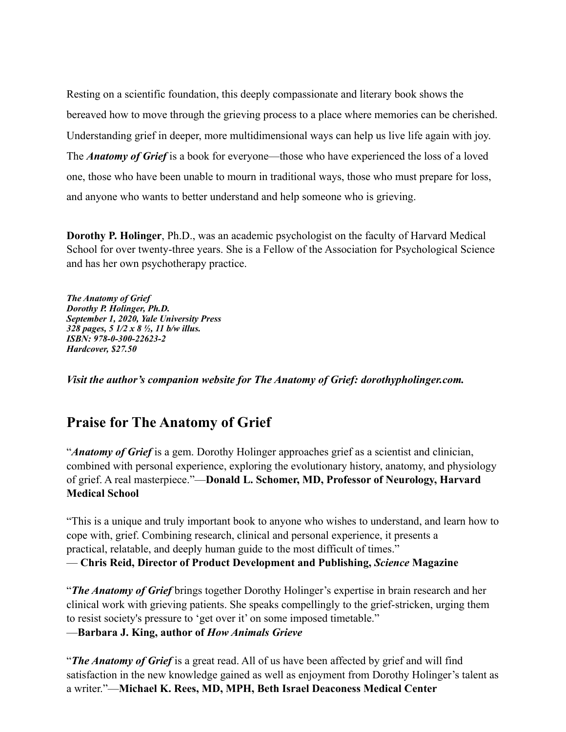Resting on a scientific foundation, this deeply compassionate and literary book shows the bereaved how to move through the grieving process to a place where memories can be cherished. Understanding grief in deeper, more multidimensional ways can help us live life again with joy. The ***Anatomy of Grief*** is a book for everyone—those who have experienced the loss of a loved one, those who have been unable to mourn in traditional ways, those who must prepare for loss, and anyone who wants to better understand and help someone who is grieving.

**Dorothy P. Holinger**, Ph.D., was an academic psychologist on the faculty of Harvard Medical School for over twenty-three years. She is a Fellow of the Association for Psychological Science and has her own psychotherapy practice.

***The Anatomy of Grief***
***Dorothy P. Holinger, Ph.D.***
***September 1, 2020, Yale University Press***
***328 pages, 5 1/2 x 8 ½, 11 b/w illus.***
***ISBN: 978-0-300-22623-2***
***Hardcover, $27.50***

***Visit the author's companion website for The Anatomy of Grief: dorothypholinger.com.***

## Praise for The Anatomy of Grief

"***Anatomy of Grief*** is a gem. Dorothy Holinger approaches grief as a scientist and clinician, combined with personal experience, exploring the evolutionary history, anatomy, and physiology of grief. A real masterpiece."—**Donald L. Schomer, MD, Professor of Neurology, Harvard Medical School**

"This is a unique and truly important book to anyone who wishes to understand, and learn how to cope with, grief. Combining research, clinical and personal experience, it presents a practical, relatable, and deeply human guide to the most difficult of times."
— **Chris Reid, Director of Product Development and Publishing, *Science* Magazine**

"***The Anatomy of Grief*** brings together Dorothy Holinger's expertise in brain research and her clinical work with grieving patients. She speaks compellingly to the grief-stricken, urging them to resist society's pressure to 'get over it' on some imposed timetable."
—**Barbara J. King, author of *How Animals Grieve***

"***The Anatomy of Grief*** is a great read. All of us have been affected by grief and will find satisfaction in the new knowledge gained as well as enjoyment from Dorothy Holinger's talent as a writer."—**Michael K. Rees, MD, MPH, Beth Israel Deaconess Medical Center**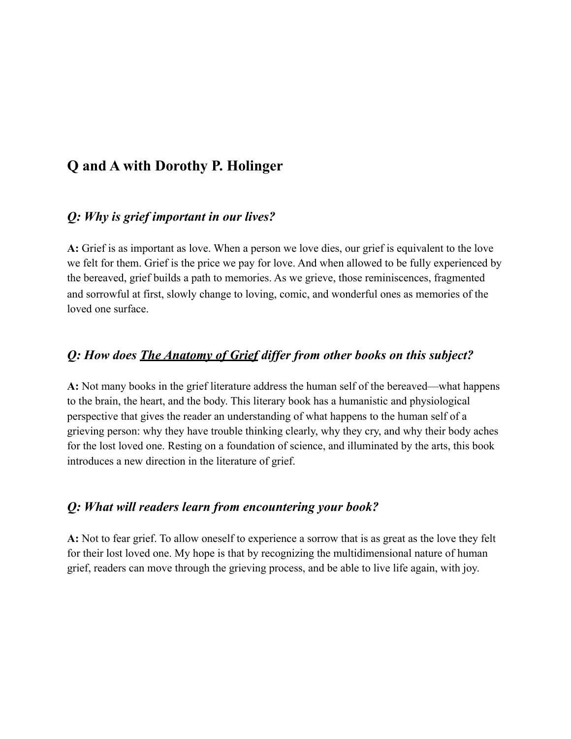## Q and A with Dorothy P. Holinger

### *Q: Why is grief important in our lives?*

**A:** Grief is as important as love. When a person we love dies, our grief is equivalent to the love we felt for them. Grief is the price we pay for love. And when allowed to be fully experienced by the bereaved, grief builds a path to memories. As we grieve, those reminiscences, fragmented and sorrowful at first, slowly change to loving, comic, and wonderful ones as memories of the loved one surface.

### *Q: How does <u>The Anatomy of Grief</u> differ from other books on this subject?*

**A:** Not many books in the grief literature address the human self of the bereaved—what happens to the brain, the heart, and the body. This literary book has a humanistic and physiological perspective that gives the reader an understanding of what happens to the human self of a grieving person: why they have trouble thinking clearly, why they cry, and why their body aches for the lost loved one. Resting on a foundation of science, and illuminated by the arts, this book introduces a new direction in the literature of grief.

### *Q: What will readers learn from encountering your book?*

**A:** Not to fear grief. To allow oneself to experience a sorrow that is as great as the love they felt for their lost loved one. My hope is that by recognizing the multidimensional nature of human grief, readers can move through the grieving process, and be able to live life again, with joy.